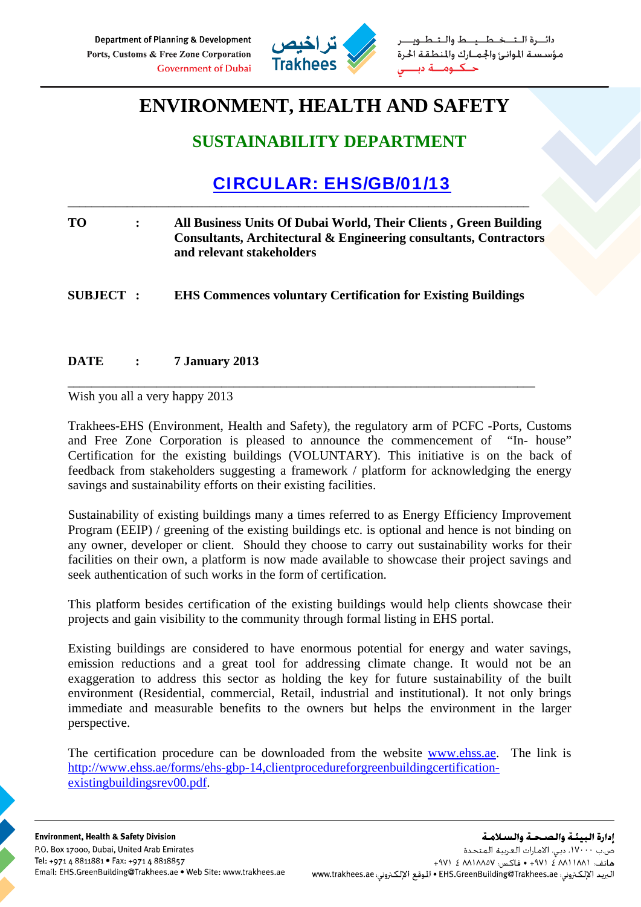Department of Planning & Development
Ports, Customs & Free Zone Corporation
Government of Dubai

تراخيص
Trakhees

دائـرة الـتـخـطـيـط والـتـطـويـر
مؤسسة الموانئ والجمارك والمنطقة الحرة
حكومة دبي

# ENVIRONMENT, HEALTH AND SAFETY

## SUSTAINABILITY DEPARTMENT

## CIRCULAR: EHS/GB/01/13

| | | |
|---|---|---|
| **TO** | : | **All Business Units Of Dubai World, Their Clients , Green Building Consultants, Architectural & Engineering consultants, Contractors and relevant stakeholders** |
| **SUBJECT** | : | **EHS Commences voluntary Certification for Existing Buildings** |
| **DATE** | : | **7 January 2013** |

Wish you all a very happy 2013

Trakhees-EHS (Environment, Health and Safety), the regulatory arm of PCFC -Ports, Customs and Free Zone Corporation is pleased to announce the commencement of "In- house" Certification for the existing buildings (VOLUNTARY). This initiative is on the back of feedback from stakeholders suggesting a framework / platform for acknowledging the energy savings and sustainability efforts on their existing facilities.

Sustainability of existing buildings many a times referred to as Energy Efficiency Improvement Program (EEIP) / greening of the existing buildings etc. is optional and hence is not binding on any owner, developer or client. Should they choose to carry out sustainability works for their facilities on their own, a platform is now made available to showcase their project savings and seek authentication of such works in the form of certification.

This platform besides certification of the existing buildings would help clients showcase their projects and gain visibility to the community through formal listing in EHS portal.

Existing buildings are considered to have enormous potential for energy and water savings, emission reductions and a great tool for addressing climate change. It would not be an exaggeration to address this sector as holding the key for future sustainability of the built environment (Residential, commercial, Retail, industrial and institutional). It not only brings immediate and measurable benefits to the owners but helps the environment in the larger perspective.

The certification procedure can be downloaded from the website [www.ehss.ae](http://www.ehss.ae). The link is [http://www.ehss.ae/forms/ehs-gbp-14,clientprocedureforgreenbuildingcertification-existingbuildingsrev00.pdf](http://www.ehss.ae/forms/ehs-gbp-14,clientprocedureforgreenbuildingcertification-existingbuildingsrev00.pdf).

**Environment, Health & Safety Division**
P.O. Box 17000, Dubai, United Arab Emirates
Tel: +971 4 8811881 • Fax: +971 4 8818857
Email: EHS.GreenBuilding@Trakhees.ae • Web Site: www.trakhees.ae

**إدارة البيئة والصحة والسلامة**
ص.ب ١٧٠٠٠، دبي، الامارات العربية المتحدة
هاتف: ٨٨١١٨٨١ ٤ ٩٧١+ • فاكس: ٨٨١٨٨٥٧ ٤ ٩٧١+
البريد الإلكتروني: EHS.GreenBuilding@Trakhees.ae • الموقع الإلكتروني: www.trakhees.ae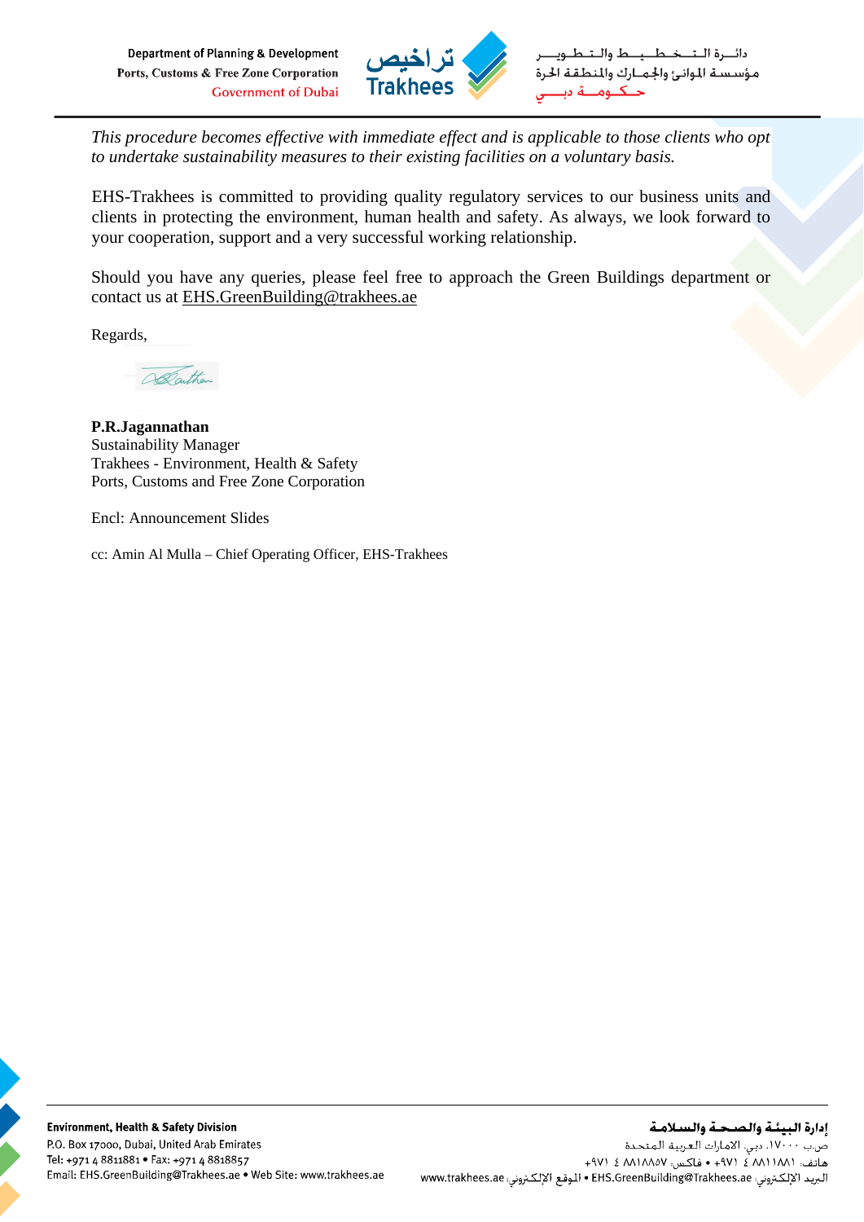*This procedure becomes effective with immediate effect and is applicable to those clients who opt to undertake sustainability measures to their existing facilities on a voluntary basis.*

EHS-Trakhees is committed to providing quality regulatory services to our business units and clients in protecting the environment, human health and safety. As always, we look forward to your cooperation, support and a very successful working relationship.

Should you have any queries, please feel free to approach the Green Buildings department or contact us at EHS.GreenBuilding@trakhees.ae

Regards,

**P.R.Jagannathan**
Sustainability Manager
Trakhees - Environment, Health & Safety
Ports, Customs and Free Zone Corporation

Encl: Announcement Slides

cc: Amin Al Mulla – Chief Operating Officer, EHS-Trakhees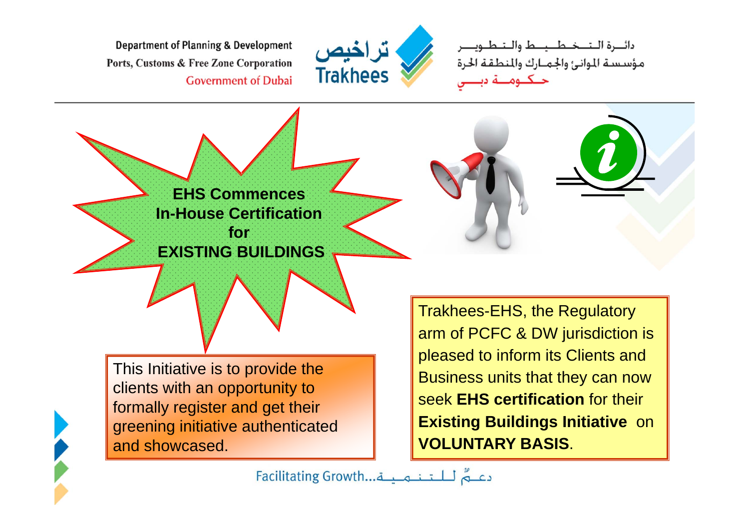Department of Planning & Development
Ports, Customs & Free Zone Corporation
Government of Dubai

تراخيص
Trakhees

دائــرة الــتــخــطــيــط والــتــطــويــر
مؤسسة الموانئ والجمارك والمنطقة الحرة
حـكـومـة دبـي

# EHS Commences In-House Certification for EXISTING BUILDINGS

Trakhees-EHS, the Regulatory arm of PCFC & DW jurisdiction is pleased to inform its Clients and Business units that they can now seek **EHS certification** for their **Existing Buildings Initiative** on **VOLUNTARY BASIS**.

This Initiative is to provide the clients with an opportunity to formally register and get their greening initiative authenticated and showcased.

Facilitating Growth...دعمٌ للتنمية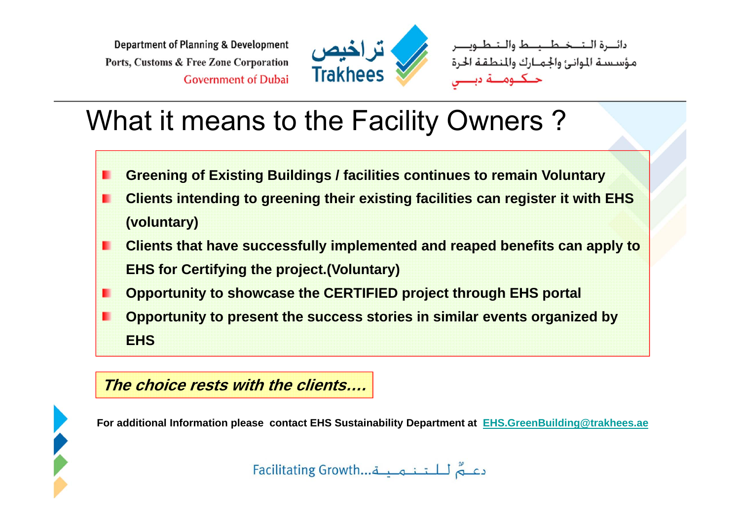# What it means to the Facility Owners ?

- **Greening of Existing Buildings / facilities continues to remain Voluntary**
- **Clients intending to greening their existing facilities can register it with EHS (voluntary)**
- **Clients that have successfully implemented and reaped benefits can apply to EHS for Certifying the project.(Voluntary)**
- **Opportunity to showcase the CERTIFIED project through EHS portal**
- **Opportunity to present the success stories in similar events organized by EHS**

***The choice rests with the clients….***

**For additional Information please contact EHS Sustainability Department at EHS.GreenBuilding@trakhees.ae**